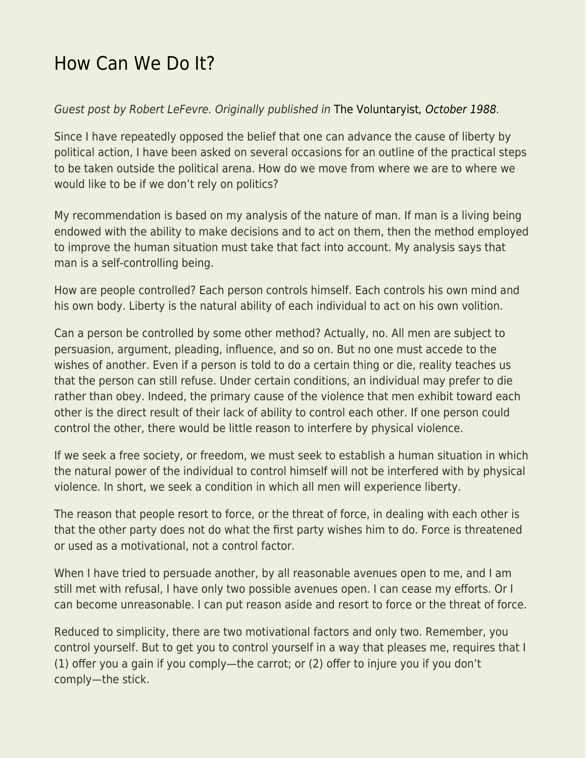# How Can We Do It?

*Guest post by Robert LeFevre. Originally published in* The Voluntaryist*, October 1988.*

Since I have repeatedly opposed the belief that one can advance the cause of liberty by political action, I have been asked on several occasions for an outline of the practical steps to be taken outside the political arena. How do we move from where we are to where we would like to be if we don't rely on politics?

My recommendation is based on my analysis of the nature of man. If man is a living being endowed with the ability to make decisions and to act on them, then the method employed to improve the human situation must take that fact into account. My analysis says that man is a self-controlling being.

How are people controlled? Each person controls himself. Each controls his own mind and his own body. Liberty is the natural ability of each individual to act on his own volition.

Can a person be controlled by some other method? Actually, no. All men are subject to persuasion, argument, pleading, influence, and so on. But no one must accede to the wishes of another. Even if a person is told to do a certain thing or die, reality teaches us that the person can still refuse. Under certain conditions, an individual may prefer to die rather than obey. Indeed, the primary cause of the violence that men exhibit toward each other is the direct result of their lack of ability to control each other. If one person could control the other, there would be little reason to interfere by physical violence.

If we seek a free society, or freedom, we must seek to establish a human situation in which the natural power of the individual to control himself will not be interfered with by physical violence. In short, we seek a condition in which all men will experience liberty.

The reason that people resort to force, or the threat of force, in dealing with each other is that the other party does not do what the first party wishes him to do. Force is threatened or used as a motivational, not a control factor.

When I have tried to persuade another, by all reasonable avenues open to me, and I am still met with refusal, I have only two possible avenues open. I can cease my efforts. Or I can become unreasonable. I can put reason aside and resort to force or the threat of force.

Reduced to simplicity, there are two motivational factors and only two. Remember, you control yourself. But to get you to control yourself in a way that pleases me, requires that I (1) offer you a gain if you comply—the carrot; or (2) offer to injure you if you don't comply—the stick.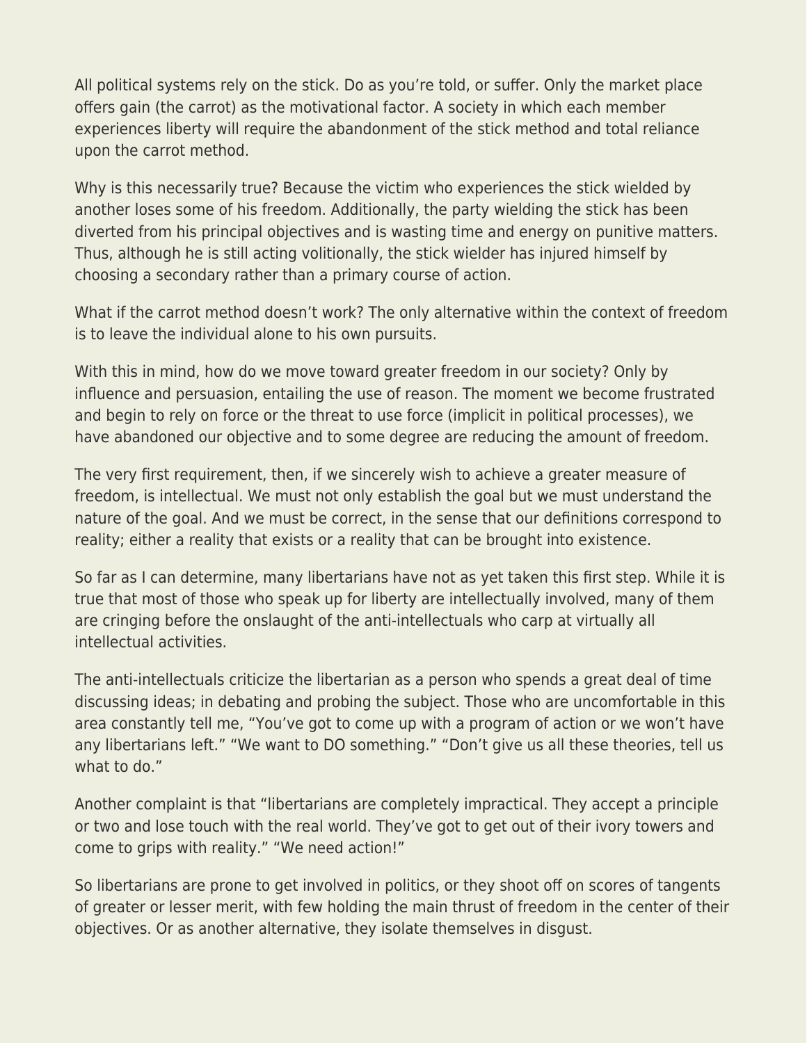All political systems rely on the stick. Do as you're told, or suffer. Only the market place offers gain (the carrot) as the motivational factor. A society in which each member experiences liberty will require the abandonment of the stick method and total reliance upon the carrot method.

Why is this necessarily true? Because the victim who experiences the stick wielded by another loses some of his freedom. Additionally, the party wielding the stick has been diverted from his principal objectives and is wasting time and energy on punitive matters. Thus, although he is still acting volitionally, the stick wielder has injured himself by choosing a secondary rather than a primary course of action.

What if the carrot method doesn't work? The only alternative within the context of freedom is to leave the individual alone to his own pursuits.

With this in mind, how do we move toward greater freedom in our society? Only by influence and persuasion, entailing the use of reason. The moment we become frustrated and begin to rely on force or the threat to use force (implicit in political processes), we have abandoned our objective and to some degree are reducing the amount of freedom.

The very first requirement, then, if we sincerely wish to achieve a greater measure of freedom, is intellectual. We must not only establish the goal but we must understand the nature of the goal. And we must be correct, in the sense that our definitions correspond to reality; either a reality that exists or a reality that can be brought into existence.

So far as I can determine, many libertarians have not as yet taken this first step. While it is true that most of those who speak up for liberty are intellectually involved, many of them are cringing before the onslaught of the anti-intellectuals who carp at virtually all intellectual activities.

The anti-intellectuals criticize the libertarian as a person who spends a great deal of time discussing ideas; in debating and probing the subject. Those who are uncomfortable in this area constantly tell me, "You've got to come up with a program of action or we won't have any libertarians left." "We want to DO something." "Don't give us all these theories, tell us what to do."

Another complaint is that "libertarians are completely impractical. They accept a principle or two and lose touch with the real world. They've got to get out of their ivory towers and come to grips with reality." "We need action!"

So libertarians are prone to get involved in politics, or they shoot off on scores of tangents of greater or lesser merit, with few holding the main thrust of freedom in the center of their objectives. Or as another alternative, they isolate themselves in disgust.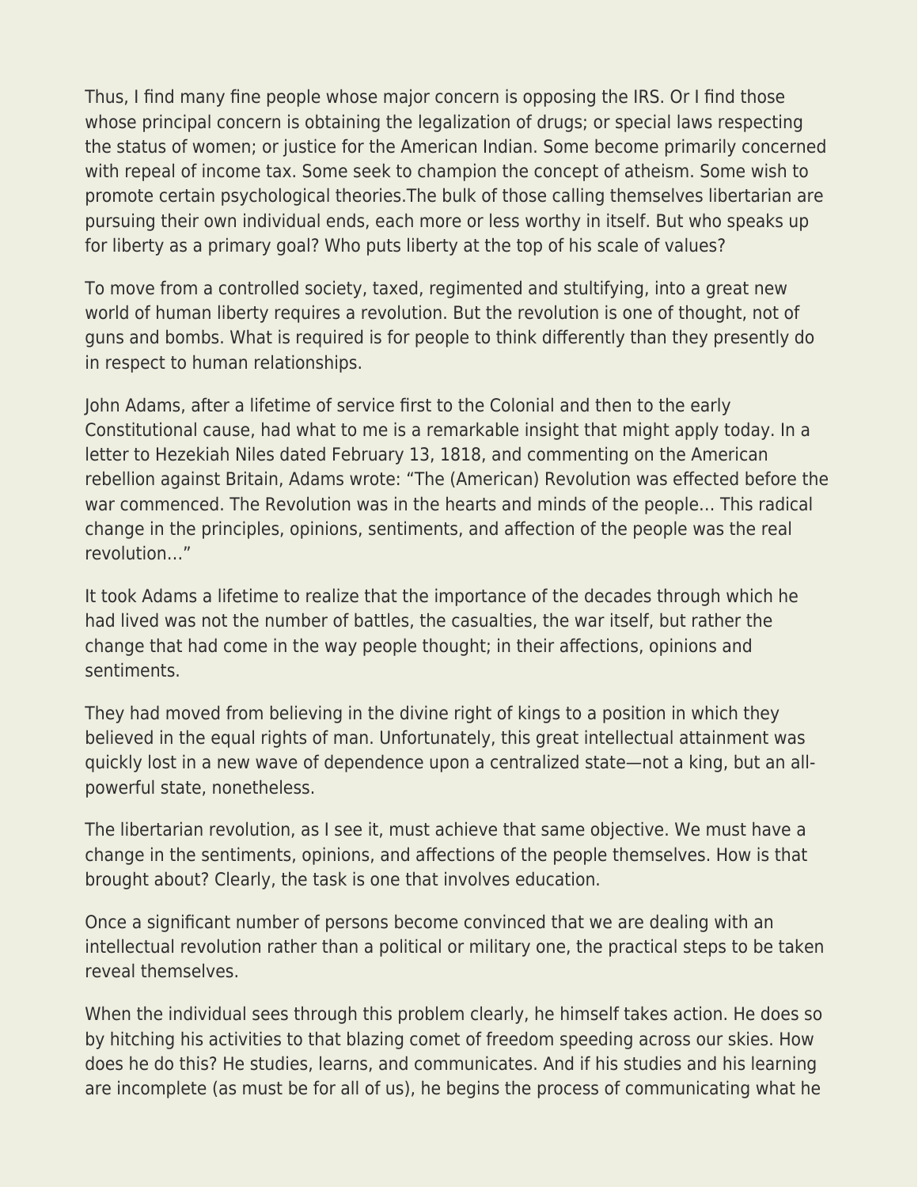Thus, I find many fine people whose major concern is opposing the IRS. Or I find those whose principal concern is obtaining the legalization of drugs; or special laws respecting the status of women; or justice for the American Indian. Some become primarily concerned with repeal of income tax. Some seek to champion the concept of atheism. Some wish to promote certain psychological theories.The bulk of those calling themselves libertarian are pursuing their own individual ends, each more or less worthy in itself. But who speaks up for liberty as a primary goal? Who puts liberty at the top of his scale of values?

To move from a controlled society, taxed, regimented and stultifying, into a great new world of human liberty requires a revolution. But the revolution is one of thought, not of guns and bombs. What is required is for people to think differently than they presently do in respect to human relationships.

John Adams, after a lifetime of service first to the Colonial and then to the early Constitutional cause, had what to me is a remarkable insight that might apply today. In a letter to Hezekiah Niles dated February 13, 1818, and commenting on the American rebellion against Britain, Adams wrote: "The (American) Revolution was effected before the war commenced. The Revolution was in the hearts and minds of the people… This radical change in the principles, opinions, sentiments, and affection of the people was the real revolution…"

It took Adams a lifetime to realize that the importance of the decades through which he had lived was not the number of battles, the casualties, the war itself, but rather the change that had come in the way people thought; in their affections, opinions and sentiments.

They had moved from believing in the divine right of kings to a position in which they believed in the equal rights of man. Unfortunately, this great intellectual attainment was quickly lost in a new wave of dependence upon a centralized state—not a king, but an all-powerful state, nonetheless.

The libertarian revolution, as I see it, must achieve that same objective. We must have a change in the sentiments, opinions, and affections of the people themselves. How is that brought about? Clearly, the task is one that involves education.

Once a significant number of persons become convinced that we are dealing with an intellectual revolution rather than a political or military one, the practical steps to be taken reveal themselves.

When the individual sees through this problem clearly, he himself takes action. He does so by hitching his activities to that blazing comet of freedom speeding across our skies. How does he do this? He studies, learns, and communicates. And if his studies and his learning are incomplete (as must be for all of us), he begins the process of communicating what he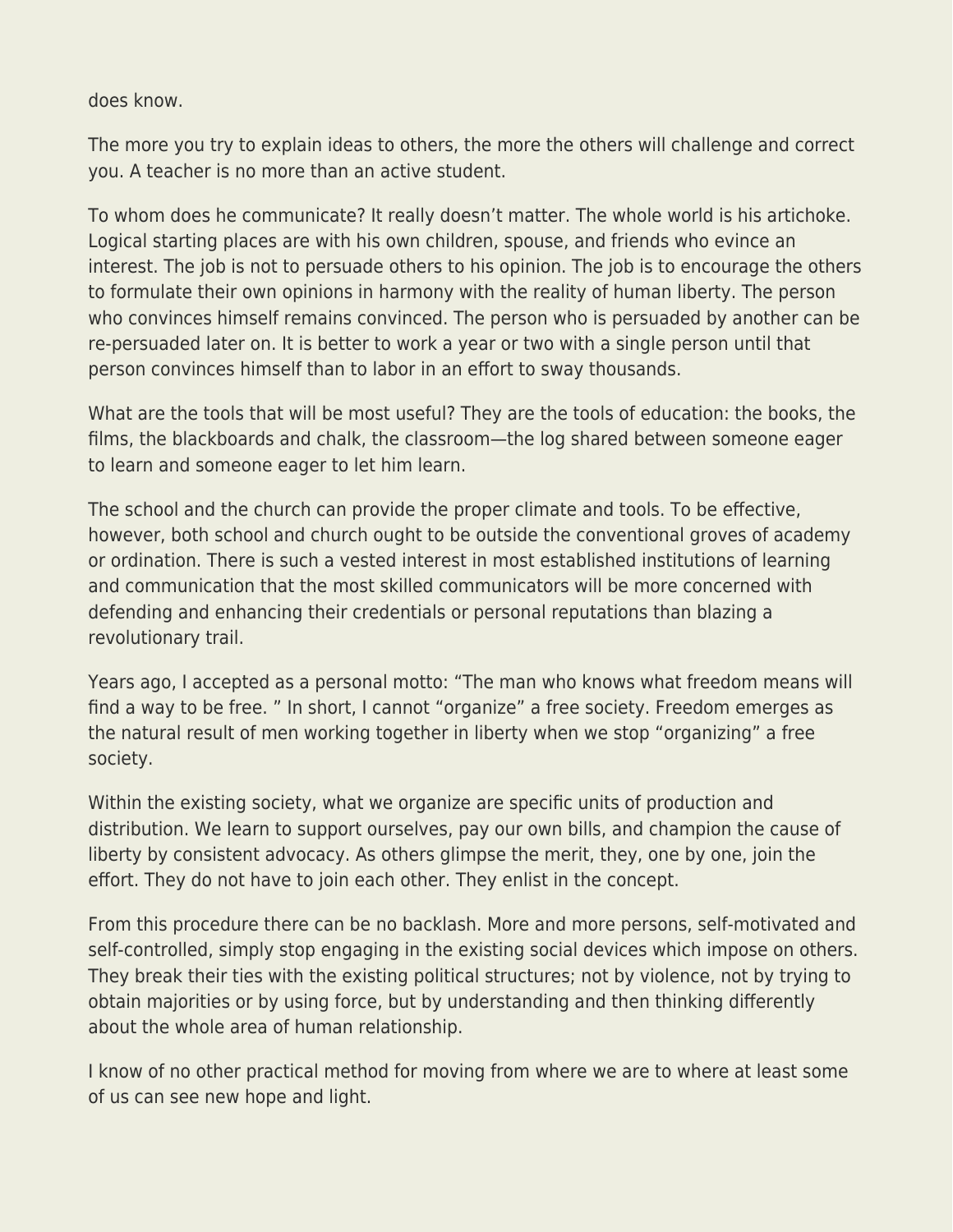does know.

The more you try to explain ideas to others, the more the others will challenge and correct you. A teacher is no more than an active student.

To whom does he communicate? It really doesn't matter. The whole world is his artichoke. Logical starting places are with his own children, spouse, and friends who evince an interest. The job is not to persuade others to his opinion. The job is to encourage the others to formulate their own opinions in harmony with the reality of human liberty. The person who convinces himself remains convinced. The person who is persuaded by another can be re-persuaded later on. It is better to work a year or two with a single person until that person convinces himself than to labor in an effort to sway thousands.

What are the tools that will be most useful? They are the tools of education: the books, the films, the blackboards and chalk, the classroom—the log shared between someone eager to learn and someone eager to let him learn.

The school and the church can provide the proper climate and tools. To be effective, however, both school and church ought to be outside the conventional groves of academy or ordination. There is such a vested interest in most established institutions of learning and communication that the most skilled communicators will be more concerned with defending and enhancing their credentials or personal reputations than blazing a revolutionary trail.

Years ago, I accepted as a personal motto: "The man who knows what freedom means will find a way to be free. " In short, I cannot "organize" a free society. Freedom emerges as the natural result of men working together in liberty when we stop "organizing" a free society.

Within the existing society, what we organize are specific units of production and distribution. We learn to support ourselves, pay our own bills, and champion the cause of liberty by consistent advocacy. As others glimpse the merit, they, one by one, join the effort. They do not have to join each other. They enlist in the concept.

From this procedure there can be no backlash. More and more persons, self-motivated and self-controlled, simply stop engaging in the existing social devices which impose on others. They break their ties with the existing political structures; not by violence, not by trying to obtain majorities or by using force, but by understanding and then thinking differently about the whole area of human relationship.

I know of no other practical method for moving from where we are to where at least some of us can see new hope and light.